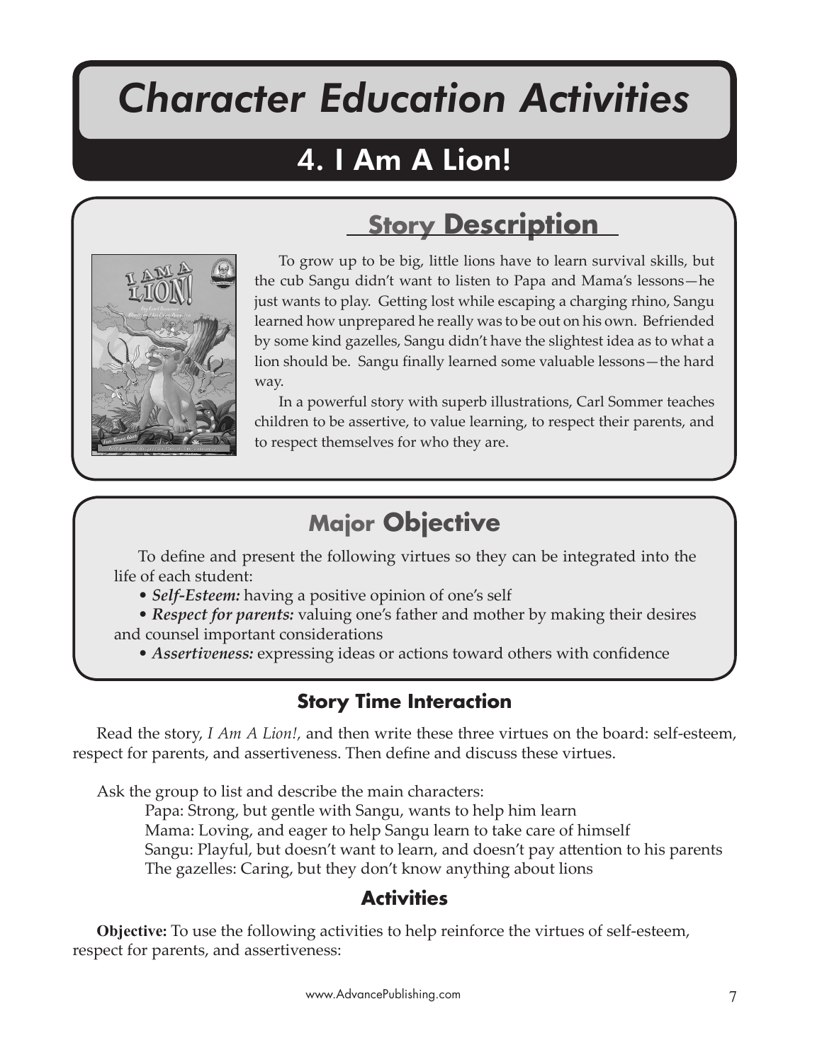# Character Education Activities

## 4. I Am A Lion!

### Story Description

To grow up to be big, little lions have to learn survival skills, but the cub Sangu didn't want to listen to Papa and Mama's lessons—he just wants to play. Getting lost while escaping a charging rhino, Sangu learned how unprepared he really was to be out on his own. Befriended by some kind gazelles, Sangu didn't have the slightest idea as to what a lion should be. Sangu finally learned some valuable lessons—the hard way.

In a powerful story with superb illustrations, Carl Sommer teaches children to be assertive, to value learning, to respect their parents, and to respect themselves for who they are.

### Major Objective

To define and present the following virtues so they can be integrated into the life of each student:

- ***Self-Esteem:*** having a positive opinion of one's self
- ***Respect for parents:*** valuing one's father and mother by making their desires and counsel important considerations
- ***Assertiveness:*** expressing ideas or actions toward others with confidence

### Story Time Interaction

Read the story, *I Am A Lion!,* and then write these three virtues on the board: self-esteem, respect for parents, and assertiveness. Then define and discuss these virtues.

Ask the group to list and describe the main characters:

Papa: Strong, but gentle with Sangu, wants to help him learn
Mama: Loving, and eager to help Sangu learn to take care of himself
Sangu: Playful, but doesn't want to learn, and doesn't pay attention to his parents
The gazelles: Caring, but they don't know anything about lions

### Activities

**Objective:** To use the following activities to help reinforce the virtues of self-esteem, respect for parents, and assertiveness: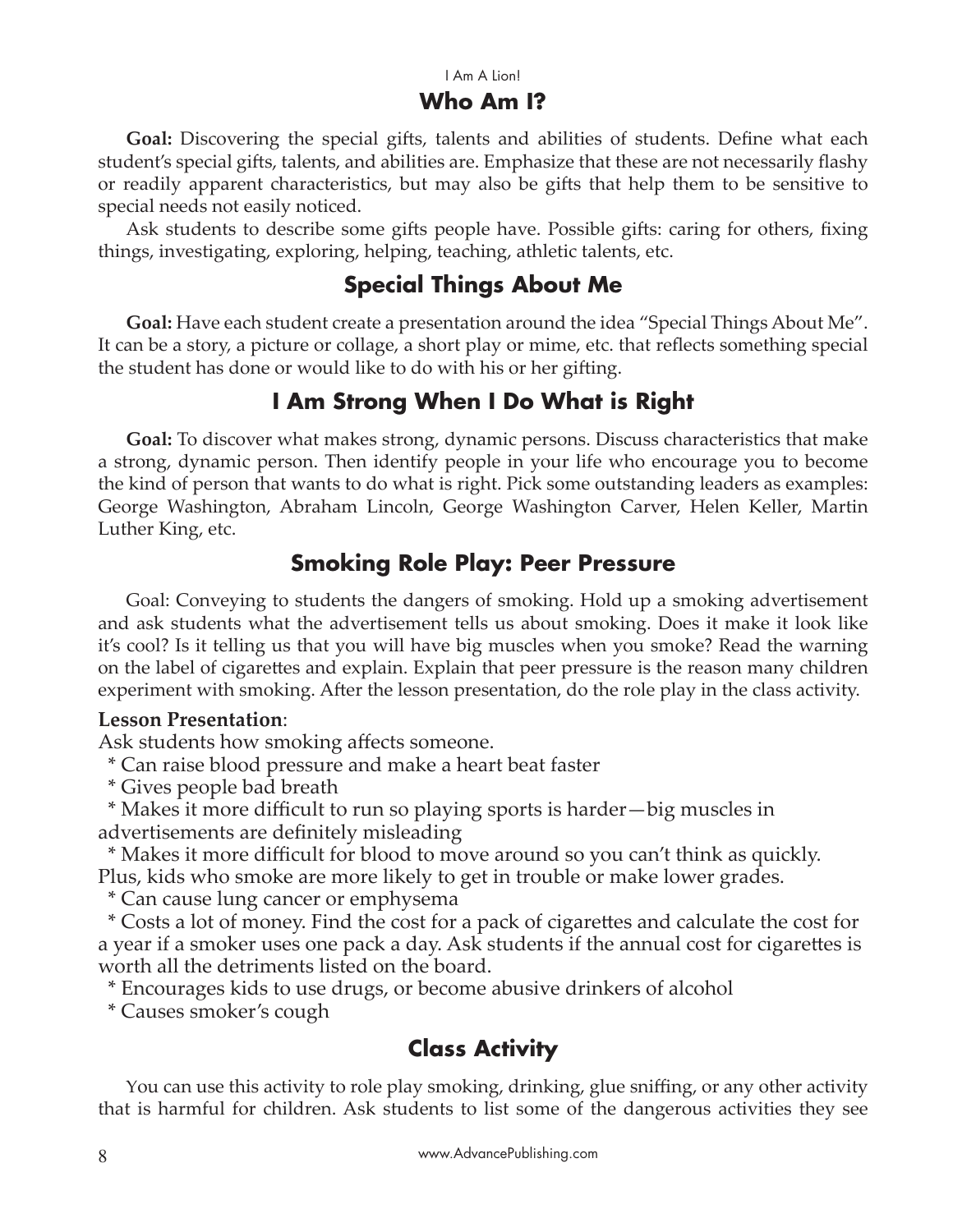## Who Am I?

**Goal:** Discovering the special gifts, talents and abilities of students. Define what each student's special gifts, talents, and abilities are. Emphasize that these are not necessarily flashy or readily apparent characteristics, but may also be gifts that help them to be sensitive to special needs not easily noticed.

Ask students to describe some gifts people have. Possible gifts: caring for others, fixing things, investigating, exploring, helping, teaching, athletic talents, etc.

## Special Things About Me

**Goal:** Have each student create a presentation around the idea "Special Things About Me". It can be a story, a picture or collage, a short play or mime, etc. that reflects something special the student has done or would like to do with his or her gifting.

## I Am Strong When I Do What is Right

**Goal:** To discover what makes strong, dynamic persons. Discuss characteristics that make a strong, dynamic person. Then identify people in your life who encourage you to become the kind of person that wants to do what is right. Pick some outstanding leaders as examples: George Washington, Abraham Lincoln, George Washington Carver, Helen Keller, Martin Luther King, etc.

## Smoking Role Play: Peer Pressure

Goal: Conveying to students the dangers of smoking. Hold up a smoking advertisement and ask students what the advertisement tells us about smoking. Does it make it look like it's cool? Is it telling us that you will have big muscles when you smoke? Read the warning on the label of cigarettes and explain. Explain that peer pressure is the reason many children experiment with smoking. After the lesson presentation, do the role play in the class activity.

**Lesson Presentation**:
Ask students how smoking affects someone.

* Can raise blood pressure and make a heart beat faster
* Gives people bad breath
* Makes it more difficult to run so playing sports is harder—big muscles in advertisements are definitely misleading
* Makes it more difficult for blood to move around so you can't think as quickly. Plus, kids who smoke are more likely to get in trouble or make lower grades.
* Can cause lung cancer or emphysema
* Costs a lot of money. Find the cost for a pack of cigarettes and calculate the cost for a year if a smoker uses one pack a day. Ask students if the annual cost for cigarettes is worth all the detriments listed on the board.
* Encourages kids to use drugs, or become abusive drinkers of alcohol
* Causes smoker's cough

## Class Activity

You can use this activity to role play smoking, drinking, glue sniffing, or any other activity that is harmful for children. Ask students to list some of the dangerous activities they see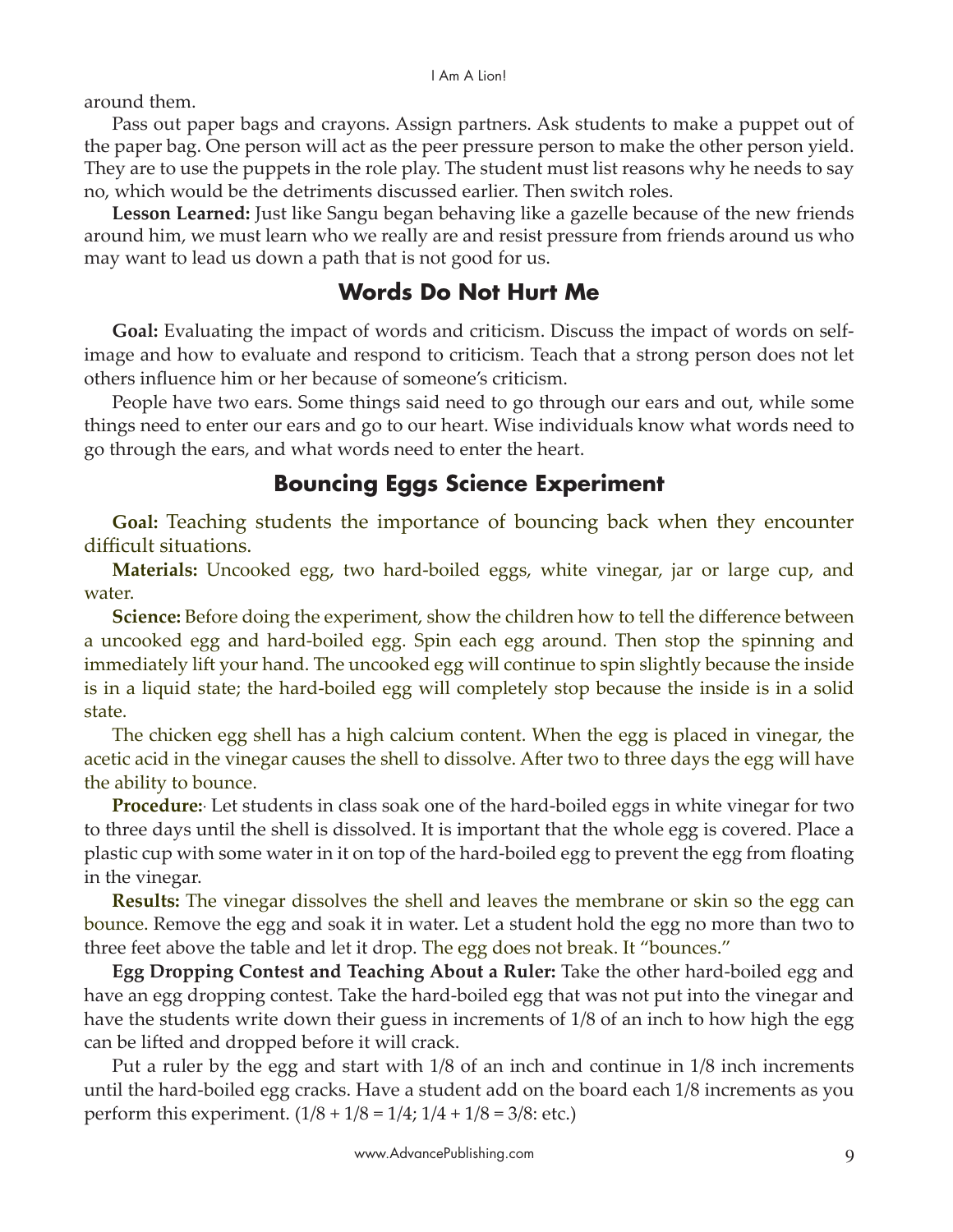around them.

Pass out paper bags and crayons. Assign partners. Ask students to make a puppet out of the paper bag. One person will act as the peer pressure person to make the other person yield. They are to use the puppets in the role play. The student must list reasons why he needs to say no, which would be the detriments discussed earlier. Then switch roles.

**Lesson Learned:** Just like Sangu began behaving like a gazelle because of the new friends around him, we must learn who we really are and resist pressure from friends around us who may want to lead us down a path that is not good for us.

## Words Do Not Hurt Me

**Goal:** Evaluating the impact of words and criticism. Discuss the impact of words on self-image and how to evaluate and respond to criticism. Teach that a strong person does not let others influence him or her because of someone's criticism.

People have two ears. Some things said need to go through our ears and out, while some things need to enter our ears and go to our heart. Wise individuals know what words need to go through the ears, and what words need to enter the heart.

## Bouncing Eggs Science Experiment

**Goal:** Teaching students the importance of bouncing back when they encounter difficult situations.

**Materials:** Uncooked egg, two hard-boiled eggs, white vinegar, jar or large cup, and water.

**Science:** Before doing the experiment, show the children how to tell the difference between a uncooked egg and hard-boiled egg. Spin each egg around. Then stop the spinning and immediately lift your hand. The uncooked egg will continue to spin slightly because the inside is in a liquid state; the hard-boiled egg will completely stop because the inside is in a solid state.

The chicken egg shell has a high calcium content. When the egg is placed in vinegar, the acetic acid in the vinegar causes the shell to dissolve. After two to three days the egg will have the ability to bounce.

**Procedure:** Let students in class soak one of the hard-boiled eggs in white vinegar for two to three days until the shell is dissolved. It is important that the whole egg is covered. Place a plastic cup with some water in it on top of the hard-boiled egg to prevent the egg from floating in the vinegar.

**Results:** The vinegar dissolves the shell and leaves the membrane or skin so the egg can bounce. Remove the egg and soak it in water. Let a student hold the egg no more than two to three feet above the table and let it drop. The egg does not break. It "bounces."

**Egg Dropping Contest and Teaching About a Ruler:** Take the other hard-boiled egg and have an egg dropping contest. Take the hard-boiled egg that was not put into the vinegar and have the students write down their guess in increments of 1/8 of an inch to how high the egg can be lifted and dropped before it will crack.

Put a ruler by the egg and start with 1/8 of an inch and continue in 1/8 inch increments until the hard-boiled egg cracks. Have a student add on the board each 1/8 increments as you perform this experiment. ($1/8 + 1/8 = 1/4$; $1/4 + 1/8 = 3/8$: etc.)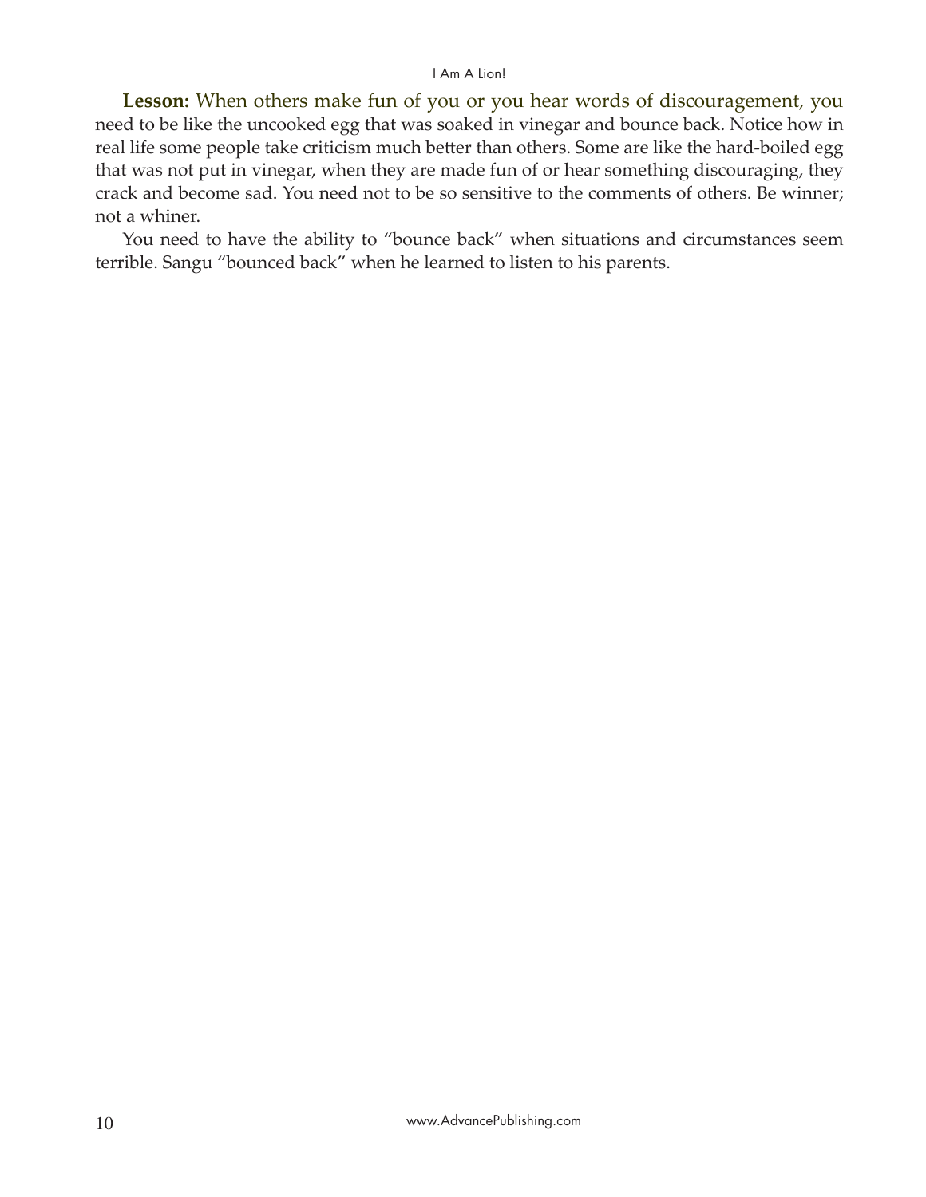**Lesson:** When others make fun of you or you hear words of discouragement, you need to be like the uncooked egg that was soaked in vinegar and bounce back. Notice how in real life some people take criticism much better than others. Some are like the hard-boiled egg that was not put in vinegar, when they are made fun of or hear something discouraging, they crack and become sad. You need not to be so sensitive to the comments of others. Be winner; not a whiner.

You need to have the ability to "bounce back" when situations and circumstances seem terrible. Sangu "bounced back" when he learned to listen to his parents.